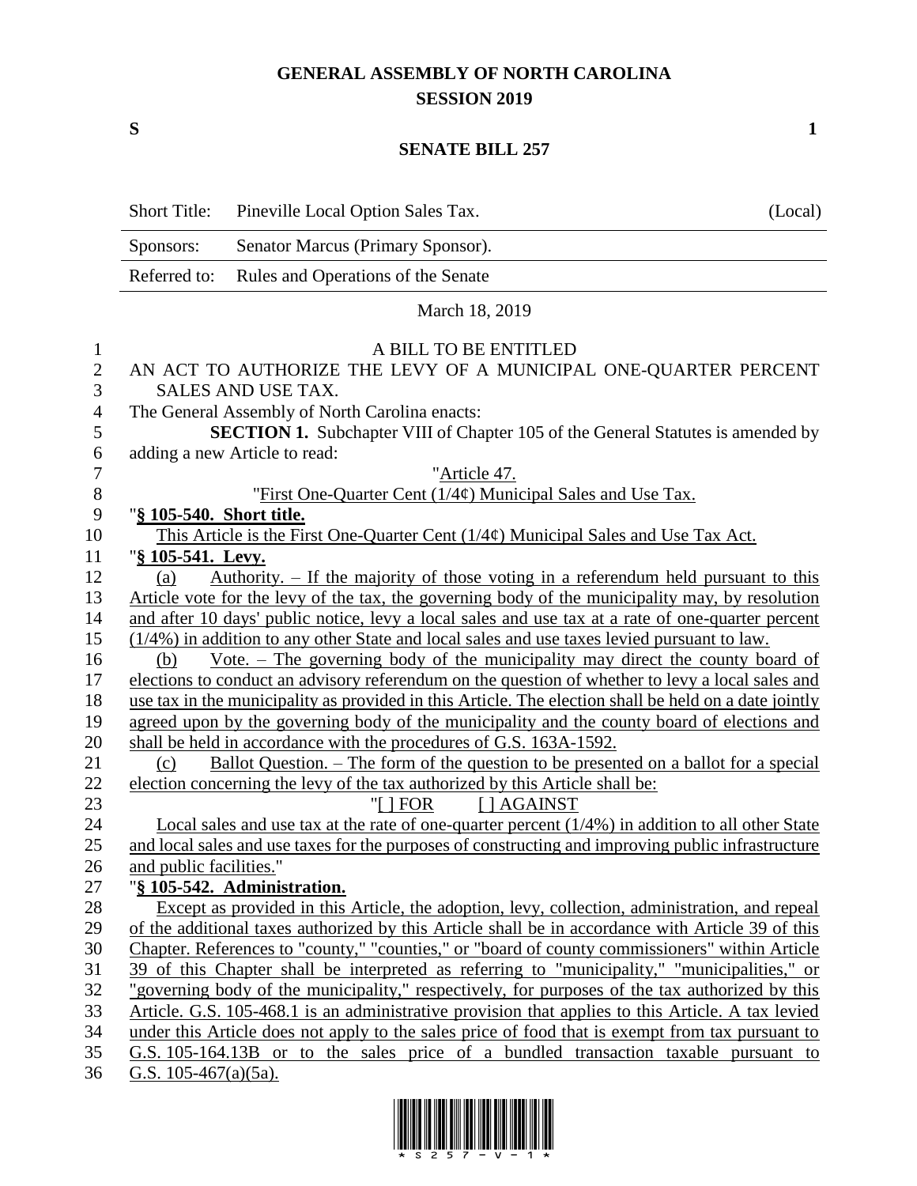# GENERAL ASSEMBLY OF NORTH CAROLINA
## SESSION 2019

**S** **1**

## SENATE BILL 257

| Short Title: | Pineville Local Option Sales Tax. | (Local) |
|---|---|---|
| Sponsors: | Senator Marcus (Primary Sponsor). | |
| Referred to: | Rules and Operations of the Senate | |

March 18, 2019

A BILL TO BE ENTITLED

AN ACT TO AUTHORIZE THE LEVY OF A MUNICIPAL ONE-QUARTER PERCENT SALES AND USE TAX.

The General Assembly of North Carolina enacts:

**SECTION 1.** Subchapter VIII of Chapter 105 of the General Statutes is amended by adding a new Article to read:

"Article 47.

"First One-Quarter Cent (1/4¢) Municipal Sales and Use Tax.

"**§ 105-540. Short title.**

This Article is the First One-Quarter Cent (1/4¢) Municipal Sales and Use Tax Act.

"**§ 105-541. Levy.**

(a) Authority. – If the majority of those voting in a referendum held pursuant to this Article vote for the levy of the tax, the governing body of the municipality may, by resolution and after 10 days' public notice, levy a local sales and use tax at a rate of one-quarter percent (1/4%) in addition to any other State and local sales and use taxes levied pursuant to law.

(b) Vote. – The governing body of the municipality may direct the county board of elections to conduct an advisory referendum on the question of whether to levy a local sales and use tax in the municipality as provided in this Article. The election shall be held on a date jointly agreed upon by the governing body of the municipality and the county board of elections and shall be held in accordance with the procedures of G.S. 163A-1592.

(c) Ballot Question. – The form of the question to be presented on a ballot for a special election concerning the levy of the tax authorized by this Article shall be:

"[ ] FOR [ ] AGAINST

Local sales and use tax at the rate of one-quarter percent (1/4%) in addition to all other State and local sales and use taxes for the purposes of constructing and improving public infrastructure and public facilities."

"**§ 105-542. Administration.**

Except as provided in this Article, the adoption, levy, collection, administration, and repeal of the additional taxes authorized by this Article shall be in accordance with Article 39 of this Chapter. References to "county," "counties," or "board of county commissioners" within Article 39 of this Chapter shall be interpreted as referring to "municipality," "municipalities," or "governing body of the municipality," respectively, for purposes of the tax authorized by this Article. G.S. 105-468.1 is an administrative provision that applies to this Article. A tax levied under this Article does not apply to the sales price of food that is exempt from tax pursuant to G.S. 105-164.13B or to the sales price of a bundled transaction taxable pursuant to G.S. 105-467(a)(5a).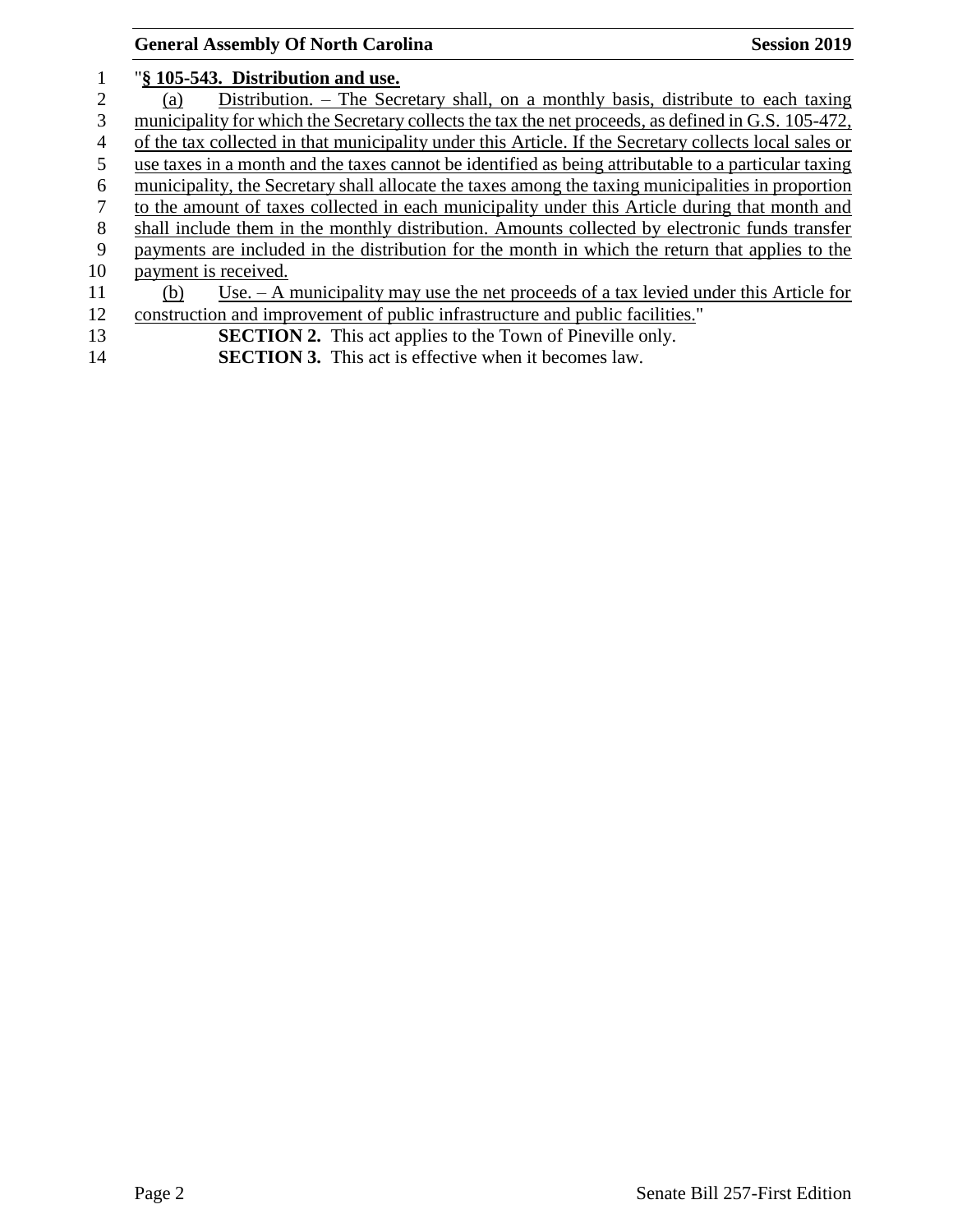"**§ 105-543. Distribution and use.**

(a) Distribution. – The Secretary shall, on a monthly basis, distribute to each taxing municipality for which the Secretary collects the tax the net proceeds, as defined in G.S. 105-472, of the tax collected in that municipality under this Article. If the Secretary collects local sales or use taxes in a month and the taxes cannot be identified as being attributable to a particular taxing municipality, the Secretary shall allocate the taxes among the taxing municipalities in proportion to the amount of taxes collected in each municipality under this Article during that month and shall include them in the monthly distribution. Amounts collected by electronic funds transfer payments are included in the distribution for the month in which the return that applies to the payment is received.

(b) Use. – A municipality may use the net proceeds of a tax levied under this Article for construction and improvement of public infrastructure and public facilities."

**SECTION 2.** This act applies to the Town of Pineville only.

**SECTION 3.** This act is effective when it becomes law.